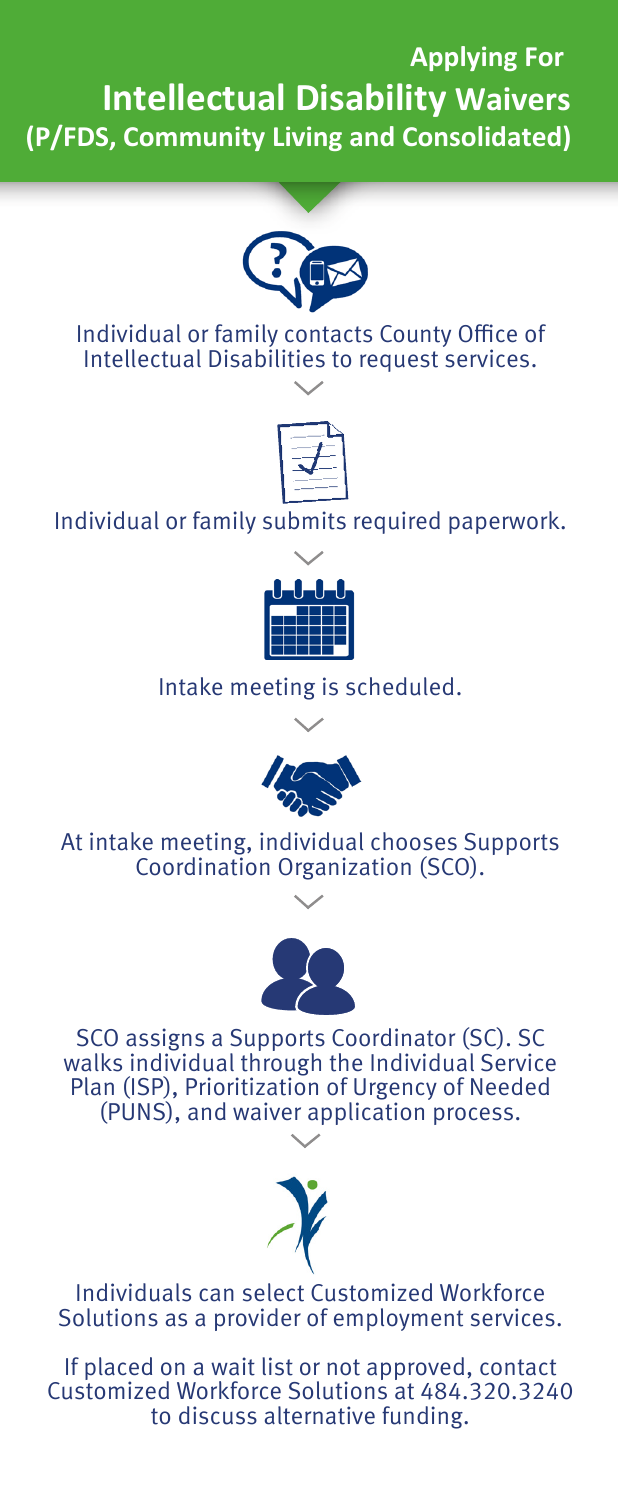# Applying For Intellectual Disability Waivers (P/FDS, Community Living and Consolidated)

Individual or family contacts County Office of Intellectual Disabilities to request services.

Individual or family submits required paperwork.

Intake meeting is scheduled.

At intake meeting, individual chooses Supports Coordination Organization (SCO).

SCO assigns a Supports Coordinator (SC). SC walks individual through the Individual Service Plan (ISP), Prioritization of Urgency of Needed (PUNS), and waiver application process.

Individuals can select Customized Workforce Solutions as a provider of employment services.

If placed on a wait list or not approved, contact Customized Workforce Solutions at 484.320.3240 to discuss alternative funding.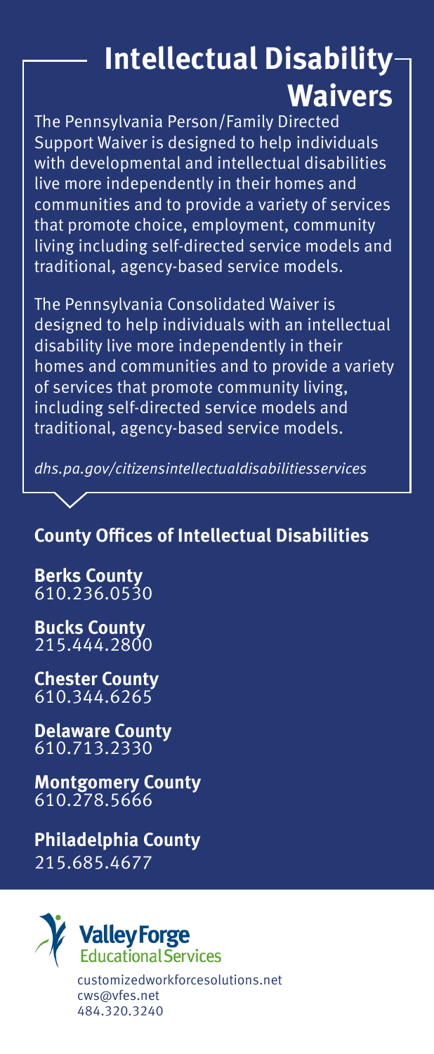# Intellectual Disability Waivers

The Pennsylvania Person/Family Directed Support Waiver is designed to help individuals with developmental and intellectual disabilities live more independently in their homes and communities and to provide a variety of services that promote choice, employment, community living including self-directed service models and traditional, agency-based service models.

The Pennsylvania Consolidated Waiver is designed to help individuals with an intellectual disability live more independently in their homes and communities and to provide a variety of services that promote community living, including self-directed service models and traditional, agency-based service models.

*dhs.pa.gov/citizensintellectualdisabilitiesservices*

## County Offices of Intellectual Disabilities

**Berks County**
610.236.0530

**Bucks County**
215.444.2800

**Chester County**
610.344.6265

**Delaware County**
610.713.2330

**Montgomery County**
610.278.5666

**Philadelphia County**
215.685.4677

**Valley Forge Educational Services**

customizedworkforcesolutions.net
cws@vfes.net
484.320.3240